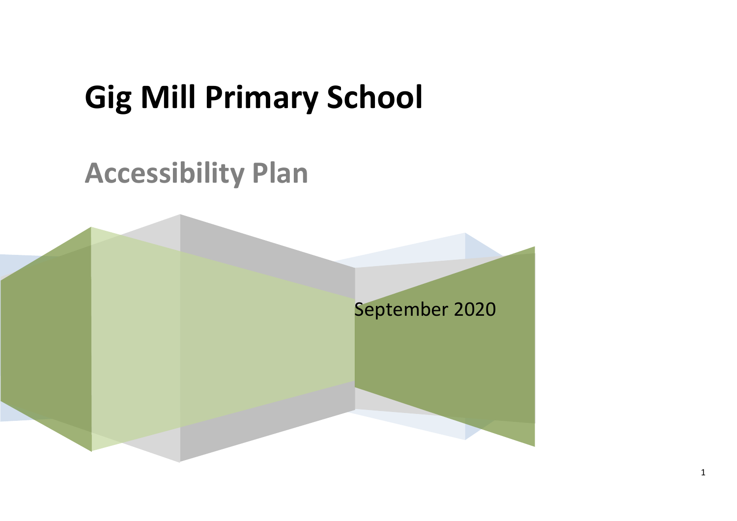# Gig Mill Primary School

## Accessibility Plan

September 2020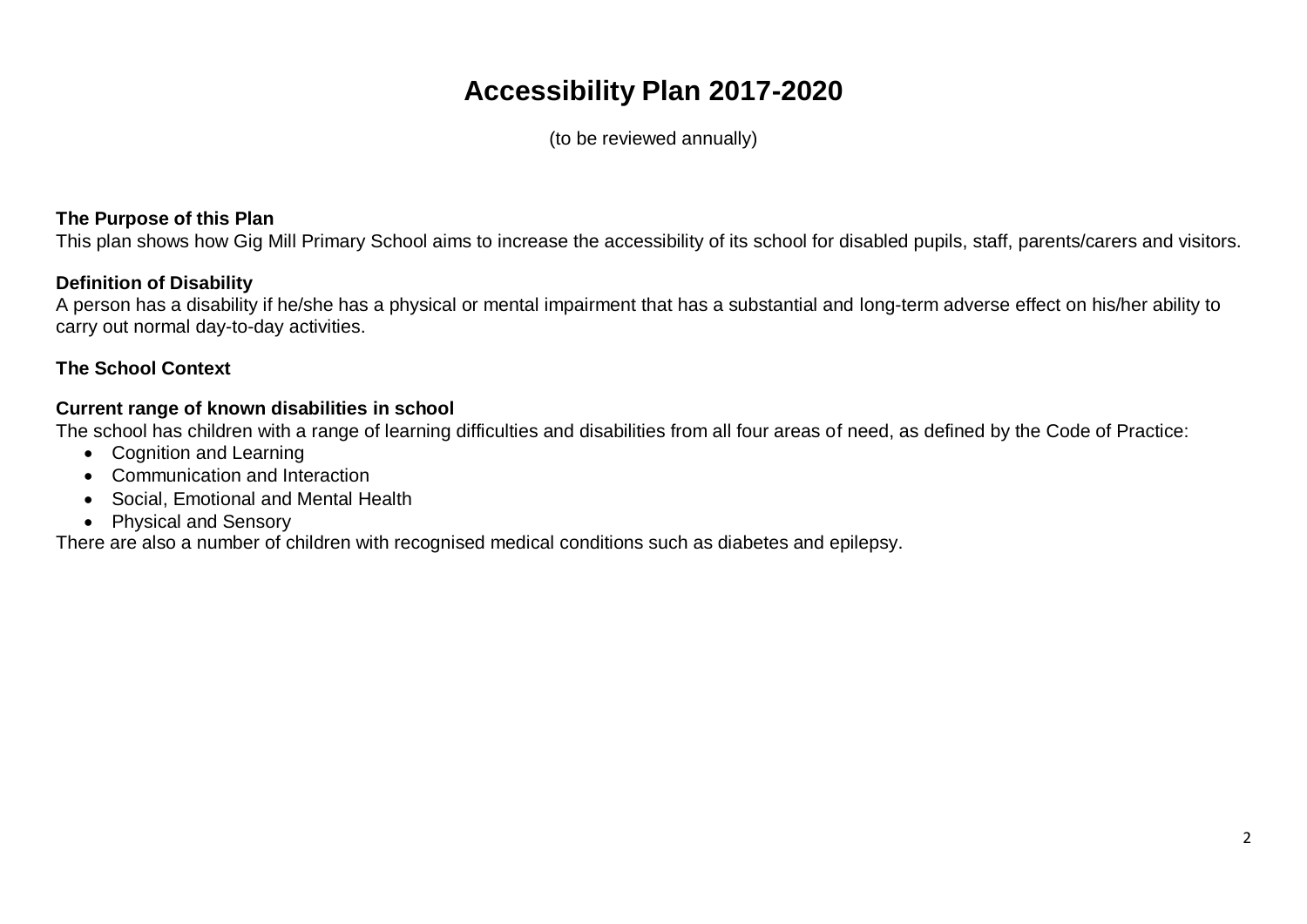# Accessibility Plan 2017-2020

(to be reviewed annually)

**The Purpose of this Plan**
This plan shows how Gig Mill Primary School aims to increase the accessibility of its school for disabled pupils, staff, parents/carers and visitors.

**Definition of Disability**
A person has a disability if he/she has a physical or mental impairment that has a substantial and long-term adverse effect on his/her ability to carry out normal day-to-day activities.

**The School Context**

**Current range of known disabilities in school**
The school has children with a range of learning difficulties and disabilities from all four areas of need, as defined by the Code of Practice:

- Cognition and Learning
- Communication and Interaction
- Social, Emotional and Mental Health
- Physical and Sensory

There are also a number of children with recognised medical conditions such as diabetes and epilepsy.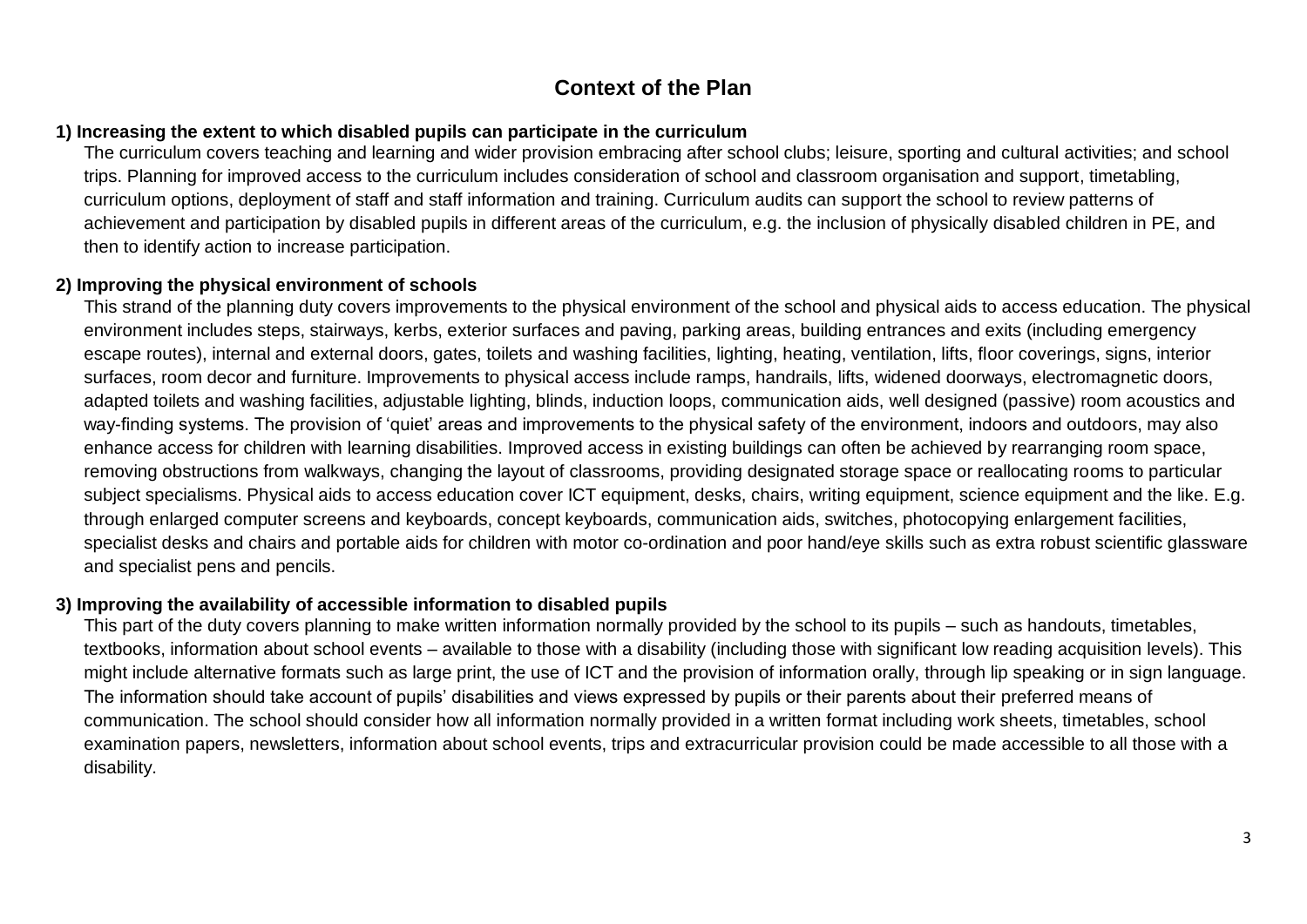# Context of the Plan

**1) Increasing the extent to which disabled pupils can participate in the curriculum**

The curriculum covers teaching and learning and wider provision embracing after school clubs; leisure, sporting and cultural activities; and school trips. Planning for improved access to the curriculum includes consideration of school and classroom organisation and support, timetabling, curriculum options, deployment of staff and staff information and training. Curriculum audits can support the school to review patterns of achievement and participation by disabled pupils in different areas of the curriculum, e.g. the inclusion of physically disabled children in PE, and then to identify action to increase participation.

**2) Improving the physical environment of schools**

This strand of the planning duty covers improvements to the physical environment of the school and physical aids to access education. The physical environment includes steps, stairways, kerbs, exterior surfaces and paving, parking areas, building entrances and exits (including emergency escape routes), internal and external doors, gates, toilets and washing facilities, lighting, heating, ventilation, lifts, floor coverings, signs, interior surfaces, room decor and furniture. Improvements to physical access include ramps, handrails, lifts, widened doorways, electromagnetic doors, adapted toilets and washing facilities, adjustable lighting, blinds, induction loops, communication aids, well designed (passive) room acoustics and way-finding systems. The provision of 'quiet' areas and improvements to the physical safety of the environment, indoors and outdoors, may also enhance access for children with learning disabilities. Improved access in existing buildings can often be achieved by rearranging room space, removing obstructions from walkways, changing the layout of classrooms, providing designated storage space or reallocating rooms to particular subject specialisms. Physical aids to access education cover ICT equipment, desks, chairs, writing equipment, science equipment and the like. E.g. through enlarged computer screens and keyboards, concept keyboards, communication aids, switches, photocopying enlargement facilities, specialist desks and chairs and portable aids for children with motor co-ordination and poor hand/eye skills such as extra robust scientific glassware and specialist pens and pencils.

**3) Improving the availability of accessible information to disabled pupils**

This part of the duty covers planning to make written information normally provided by the school to its pupils – such as handouts, timetables, textbooks, information about school events – available to those with a disability (including those with significant low reading acquisition levels). This might include alternative formats such as large print, the use of ICT and the provision of information orally, through lip speaking or in sign language. The information should take account of pupils' disabilities and views expressed by pupils or their parents about their preferred means of communication. The school should consider how all information normally provided in a written format including work sheets, timetables, school examination papers, newsletters, information about school events, trips and extracurricular provision could be made accessible to all those with a disability.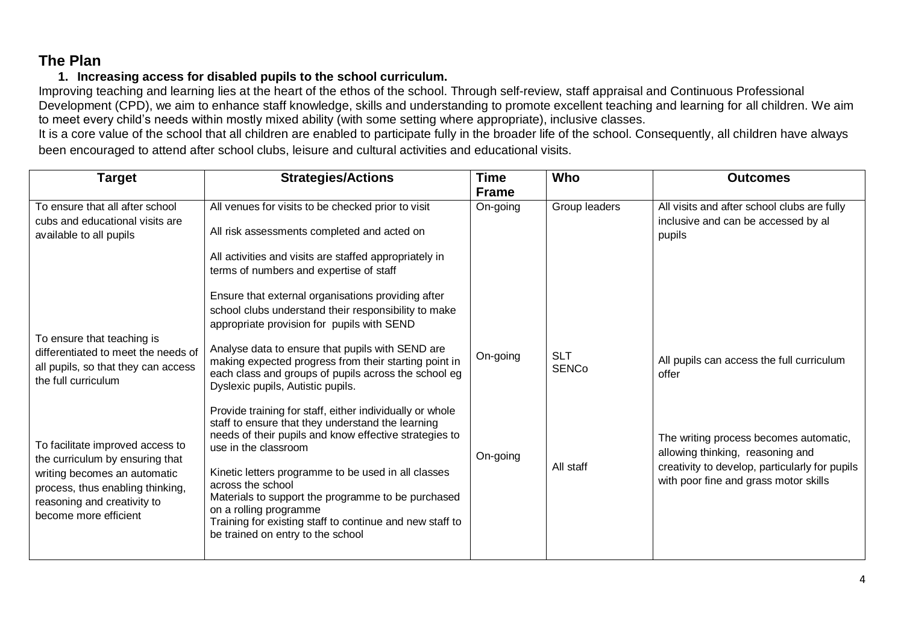## The Plan

### 1. Increasing access for disabled pupils to the school curriculum.

Improving teaching and learning lies at the heart of the ethos of the school. Through self-review, staff appraisal and Continuous Professional Development (CPD), we aim to enhance staff knowledge, skills and understanding to promote excellent teaching and learning for all children. We aim to meet every child's needs within mostly mixed ability (with some setting where appropriate), inclusive classes.

It is a core value of the school that all children are enabled to participate fully in the broader life of the school. Consequently, all children have always been encouraged to attend after school clubs, leisure and cultural activities and educational visits.

| Target | Strategies/Actions | Time Frame | Who | Outcomes |
|---|---|---|---|---|
| To ensure that all after school cubs and educational visits are available to all pupils | All venues for visits to be checked prior to visit<br><br>All risk assessments completed and acted on<br><br>All activities and visits are staffed appropriately in terms of numbers and expertise of staff<br><br>Ensure that external organisations providing after school clubs understand their responsibility to make appropriate provision for pupils with SEND | On-going | Group leaders | All visits and after school clubs are fully inclusive and can be accessed by al pupils |
| To ensure that teaching is differentiated to meet the needs of all pupils, so that they can access the full curriculum | Analyse data to ensure that pupils with SEND are making expected progress from their starting point in each class and groups of pupils across the school eg Dyslexic pupils, Autistic pupils.<br><br>Provide training for staff, either individually or whole staff to ensure that they understand the learning needs of their pupils and know effective strategies to use in the classroom | On-going | SLT<br>SENCo | All pupils can access the full curriculum offer |
| To facilitate improved access to the curriculum by ensuring that writing becomes an automatic process, thus enabling thinking, reasoning and creativity to become more efficient | Kinetic letters programme to be used in all classes across the school<br>Materials to support the programme to be purchased on a rolling programme<br>Training for existing staff to continue and new staff to be trained on entry to the school | On-going | All staff | The writing process becomes automatic, allowing thinking, reasoning and creativity to develop, particularly for pupils with poor fine and grass motor skills |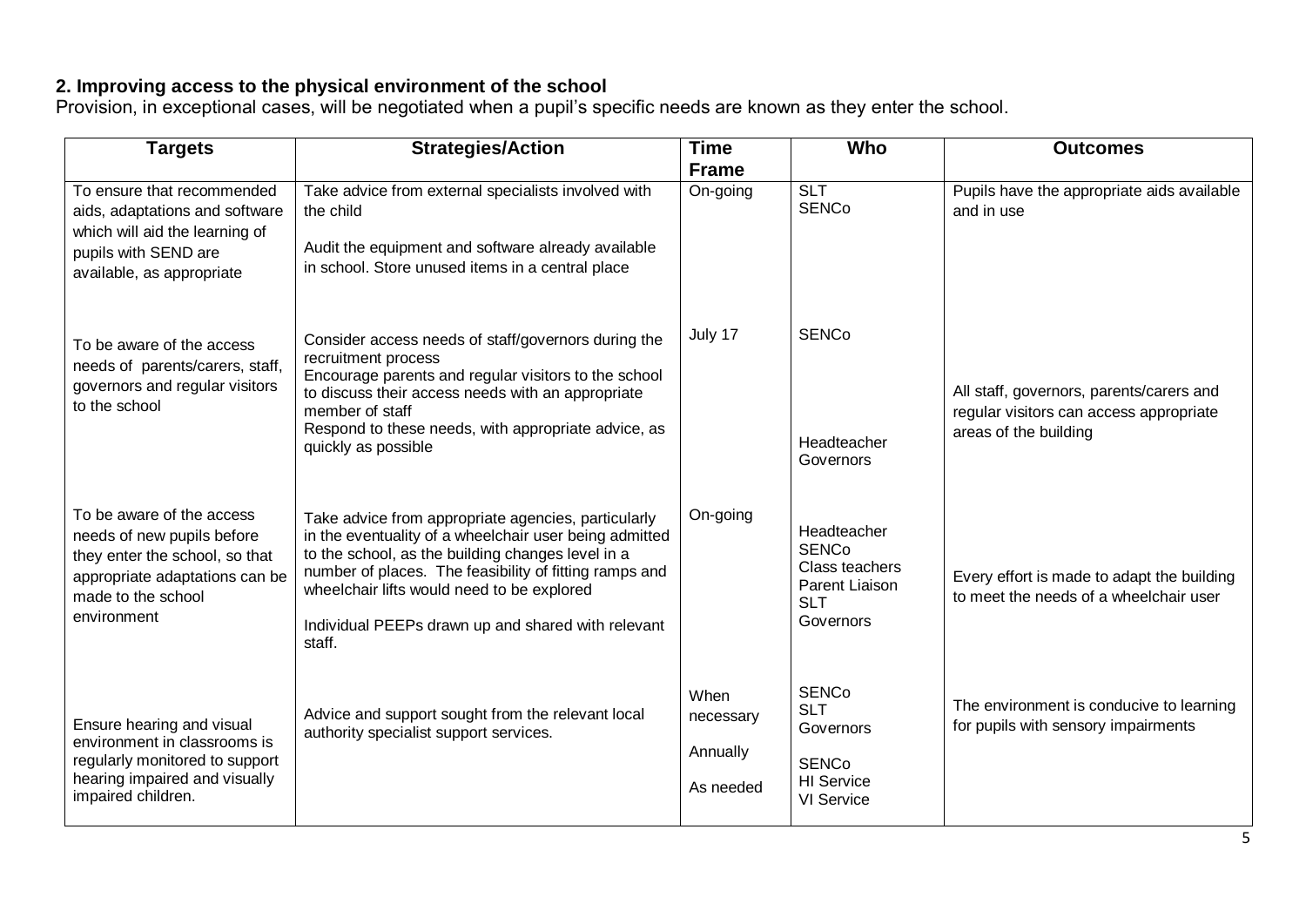**2. Improving access to the physical environment of the school**

Provision, in exceptional cases, will be negotiated when a pupil's specific needs are known as they enter the school.

| Targets | Strategies/Action | Time Frame | Who | Outcomes |
|---|---|---|---|---|
| To ensure that recommended aids, adaptations and software which will aid the learning of pupils with SEND are available, as appropriate | Take advice from external specialists involved with the child<br><br>Audit the equipment and software already available in school. Store unused items in a central place | On-going | SLT<br>SENCo | Pupils have the appropriate aids available and in use |
| To be aware of the access needs of parents/carers, staff, governors and regular visitors to the school | Consider access needs of staff/governors during the recruitment process<br>Encourage parents and regular visitors to the school to discuss their access needs with an appropriate member of staff<br>Respond to these needs, with appropriate advice, as quickly as possible | July 17 | SENCo<br><br>Headteacher<br>Governors | All staff, governors, parents/carers and regular visitors can access appropriate areas of the building |
| To be aware of the access needs of new pupils before they enter the school, so that appropriate adaptations can be made to the school environment | Take advice from appropriate agencies, particularly in the eventuality of a wheelchair user being admitted to the school, as the building changes level in a number of places. The feasibility of fitting ramps and wheelchair lifts would need to be explored<br><br>Individual PEEPs drawn up and shared with relevant staff. | On-going | Headteacher<br>SENCo<br>Class teachers<br>Parent Liaison<br>SLT<br>Governors | Every effort is made to adapt the building to meet the needs of a wheelchair user |
| Ensure hearing and visual environment in classrooms is regularly monitored to support hearing impaired and visually impaired children. | Advice and support sought from the relevant local authority specialist support services. | When necessary<br><br>Annually<br><br>As needed | SENCo<br>SLT<br>Governors<br><br>SENCo<br>HI Service<br>VI Service | The environment is conducive to learning for pupils with sensory impairments |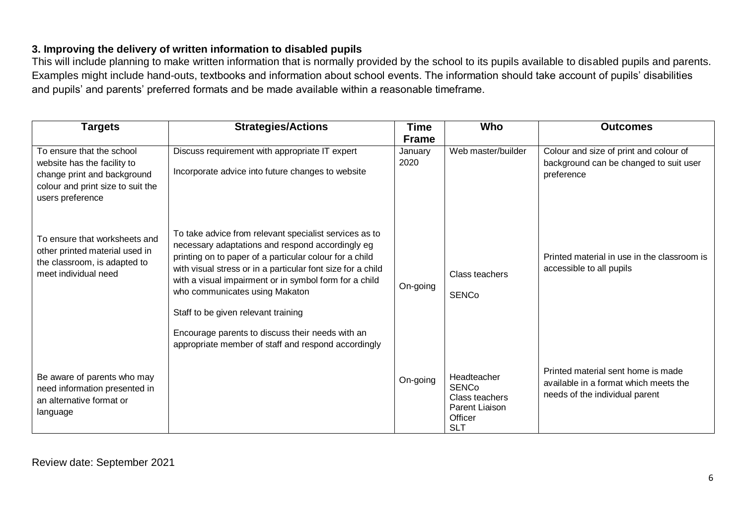### 3. Improving the delivery of written information to disabled pupils

This will include planning to make written information that is normally provided by the school to its pupils available to disabled pupils and parents. Examples might include hand-outs, textbooks and information about school events. The information should take account of pupils' disabilities and pupils' and parents' preferred formats and be made available within a reasonable timeframe.

| Targets | Strategies/Actions | Time Frame | Who | Outcomes |
|---|---|---|---|---|
| To ensure that the school website has the facility to change print and background colour and print size to suit the users preference | Discuss requirement with appropriate IT expert<br><br>Incorporate advice into future changes to website | January 2020 | Web master/builder | Colour and size of print and colour of background can be changed to suit user preference |
| To ensure that worksheets and other printed material used in the classroom, is adapted to meet individual need | To take advice from relevant specialist services as to necessary adaptations and respond accordingly eg printing on to paper of a particular colour for a child with visual stress or in a particular font size for a child with a visual impairment or in symbol form for a child who communicates using Makaton<br><br>Staff to be given relevant training<br><br>Encourage parents to discuss their needs with an appropriate member of staff and respond accordingly | On-going | Class teachers<br><br>SENCo | Printed material in use in the classroom is accessible to all pupils |
| Be aware of parents who may need information presented in an alternative format or language | | On-going | Headteacher<br>SENCo<br>Class teachers<br>Parent Liaison Officer<br>SLT | Printed material sent home is made available in a format which meets the needs of the individual parent |

Review date: September 2021